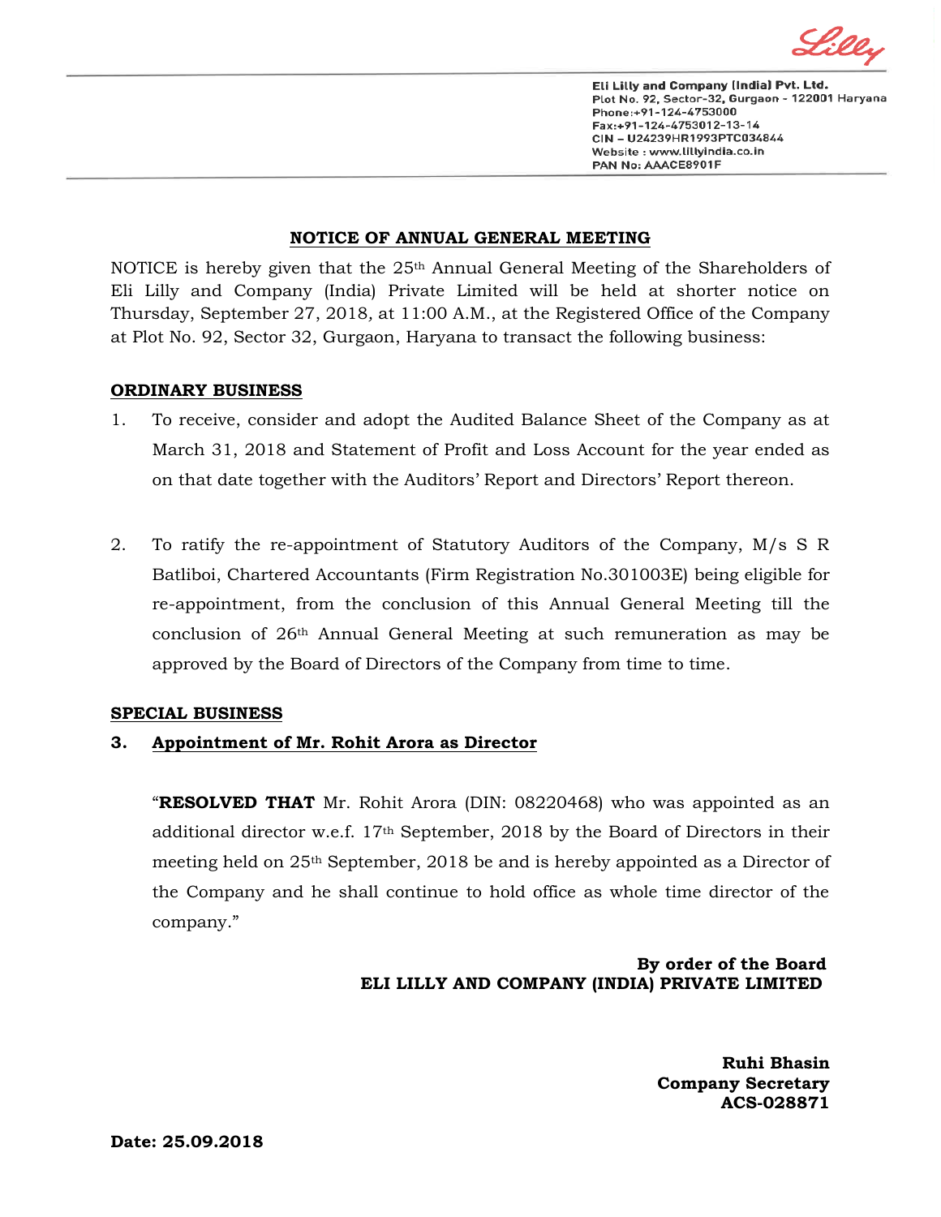Eli Lilly and Company (India) Pvt. Ltd.
Plot No. 92, Sector-32, Gurgaon - 122001 Haryana
Phone:+91-124-4753000
Fax:+91-124-4753012-13-14
CIN – U24239HR1993PTC034844
Website : www.lillyindia.co.in
PAN No: AAACE8901F

## NOTICE OF ANNUAL GENERAL MEETING

NOTICE is hereby given that the 25th Annual General Meeting of the Shareholders of Eli Lilly and Company (India) Private Limited will be held at shorter notice on Thursday, September 27, 2018, at 11:00 A.M., at the Registered Office of the Company at Plot No. 92, Sector 32, Gurgaon, Haryana to transact the following business:

### ORDINARY BUSINESS

1. To receive, consider and adopt the Audited Balance Sheet of the Company as at March 31, 2018 and Statement of Profit and Loss Account for the year ended as on that date together with the Auditors' Report and Directors' Report thereon.

2. To ratify the re-appointment of Statutory Auditors of the Company, M/s S R Batliboi, Chartered Accountants (Firm Registration No.301003E) being eligible for re-appointment, from the conclusion of this Annual General Meeting till the conclusion of 26th Annual General Meeting at such remuneration as may be approved by the Board of Directors of the Company from time to time.

### SPECIAL BUSINESS

**3. Appointment of Mr. Rohit Arora as Director**

"**RESOLVED THAT** Mr. Rohit Arora (DIN: 08220468) who was appointed as an additional director w.e.f. 17th September, 2018 by the Board of Directors in their meeting held on 25th September, 2018 be and is hereby appointed as a Director of the Company and he shall continue to hold office as whole time director of the company."

**By order of the Board**
**ELI LILLY AND COMPANY (INDIA) PRIVATE LIMITED**

**Ruhi Bhasin**
**Company Secretary**
**ACS-028871**

**Date: 25.09.2018**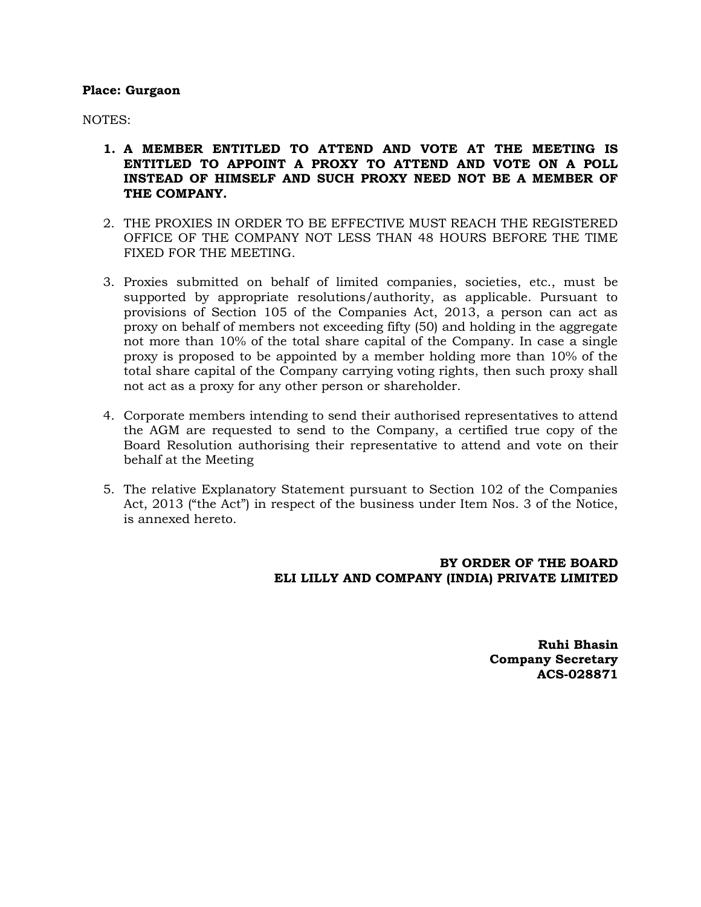**Place: Gurgaon**

NOTES:

1. **A MEMBER ENTITLED TO ATTEND AND VOTE AT THE MEETING IS ENTITLED TO APPOINT A PROXY TO ATTEND AND VOTE ON A POLL INSTEAD OF HIMSELF AND SUCH PROXY NEED NOT BE A MEMBER OF THE COMPANY.**

2. THE PROXIES IN ORDER TO BE EFFECTIVE MUST REACH THE REGISTERED OFFICE OF THE COMPANY NOT LESS THAN 48 HOURS BEFORE THE TIME FIXED FOR THE MEETING.

3. Proxies submitted on behalf of limited companies, societies, etc., must be supported by appropriate resolutions/authority, as applicable. Pursuant to provisions of Section 105 of the Companies Act, 2013, a person can act as proxy on behalf of members not exceeding fifty (50) and holding in the aggregate not more than 10% of the total share capital of the Company. In case a single proxy is proposed to be appointed by a member holding more than 10% of the total share capital of the Company carrying voting rights, then such proxy shall not act as a proxy for any other person or shareholder.

4. Corporate members intending to send their authorised representatives to attend the AGM are requested to send to the Company, a certified true copy of the Board Resolution authorising their representative to attend and vote on their behalf at the Meeting

5. The relative Explanatory Statement pursuant to Section 102 of the Companies Act, 2013 ("the Act") in respect of the business under Item Nos. 3 of the Notice, is annexed hereto.

**BY ORDER OF THE BOARD**
**ELI LILLY AND COMPANY (INDIA) PRIVATE LIMITED**

**Ruhi Bhasin**
**Company Secretary**
**ACS-028871**